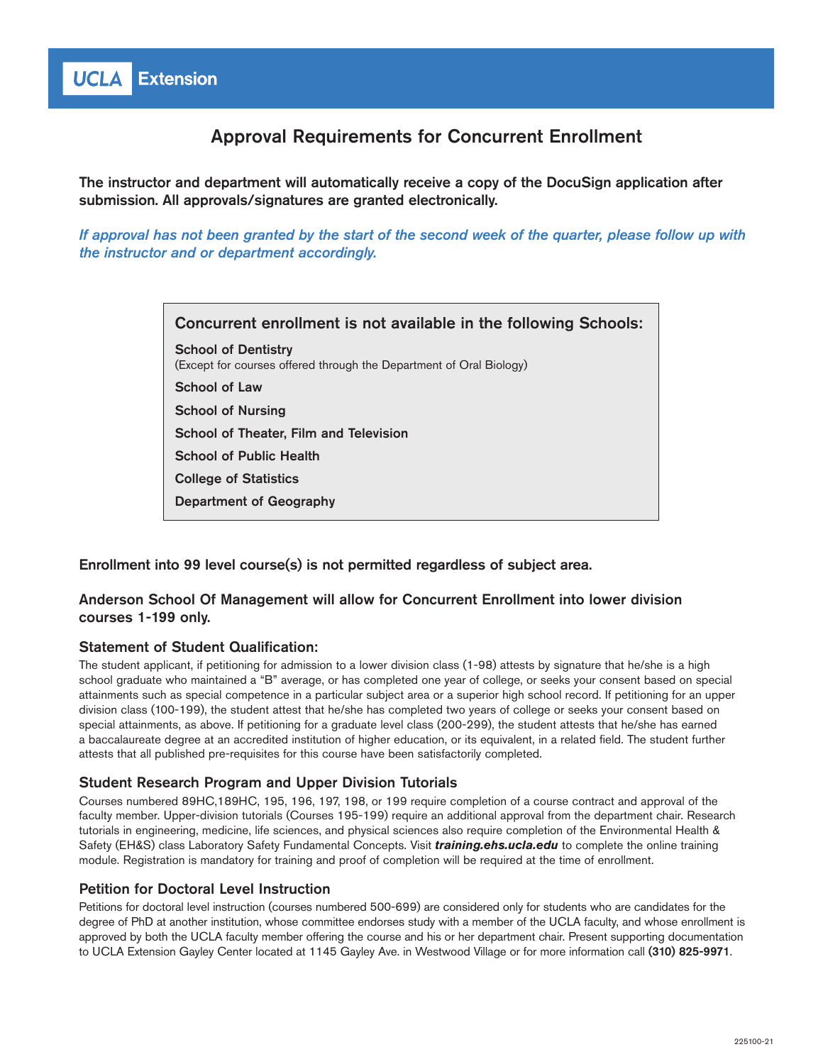UCLA Extension

# Approval Requirements for Concurrent Enrollment

**The instructor and department will automatically receive a copy of the DocuSign application after submission. All approvals/signatures are granted electronically.**

***If approval has not been granted by the start of the second week of the quarter, please follow up with the instructor and or department accordingly.***

## Concurrent enrollment is not available in the following Schools:

**School of Dentistry**
(Except for courses offered through the Department of Oral Biology)

**School of Law**

**School of Nursing**

**School of Theater, Film and Television**

**School of Public Health**

**College of Statistics**

**Department of Geography**

**Enrollment into 99 level course(s) is not permitted regardless of subject area.**

**Anderson School Of Management will allow for Concurrent Enrollment into lower division courses 1-199 only.**

### Statement of Student Qualification:

The student applicant, if petitioning for admission to a lower division class (1-98) attests by signature that he/she is a high school graduate who maintained a "B" average, or has completed one year of college, or seeks your consent based on special attainments such as special competence in a particular subject area or a superior high school record. If petitioning for an upper division class (100-199), the student attest that he/she has completed two years of college or seeks your consent based on special attainments, as above. If petitioning for a graduate level class (200-299), the student attests that he/she has earned a baccalaureate degree at an accredited institution of higher education, or its equivalent, in a related field. The student further attests that all published pre-requisites for this course have been satisfactorily completed.

### Student Research Program and Upper Division Tutorials

Courses numbered 89HC,189HC, 195, 196, 197, 198, or 199 require completion of a course contract and approval of the faculty member. Upper-division tutorials (Courses 195-199) require an additional approval from the department chair. Research tutorials in engineering, medicine, life sciences, and physical sciences also require completion of the Environmental Health & Safety (EH&S) class Laboratory Safety Fundamental Concepts. Visit ***training.ehs.ucla.edu*** to complete the online training module. Registration is mandatory for training and proof of completion will be required at the time of enrollment.

### Petition for Doctoral Level Instruction

Petitions for doctoral level instruction (courses numbered 500-699) are considered only for students who are candidates for the degree of PhD at another institution, whose committee endorses study with a member of the UCLA faculty, and whose enrollment is approved by both the UCLA faculty member offering the course and his or her department chair. Present supporting documentation to UCLA Extension Gayley Center located at 1145 Gayley Ave. in Westwood Village or for more information call **(310) 825-9971**.

225100-21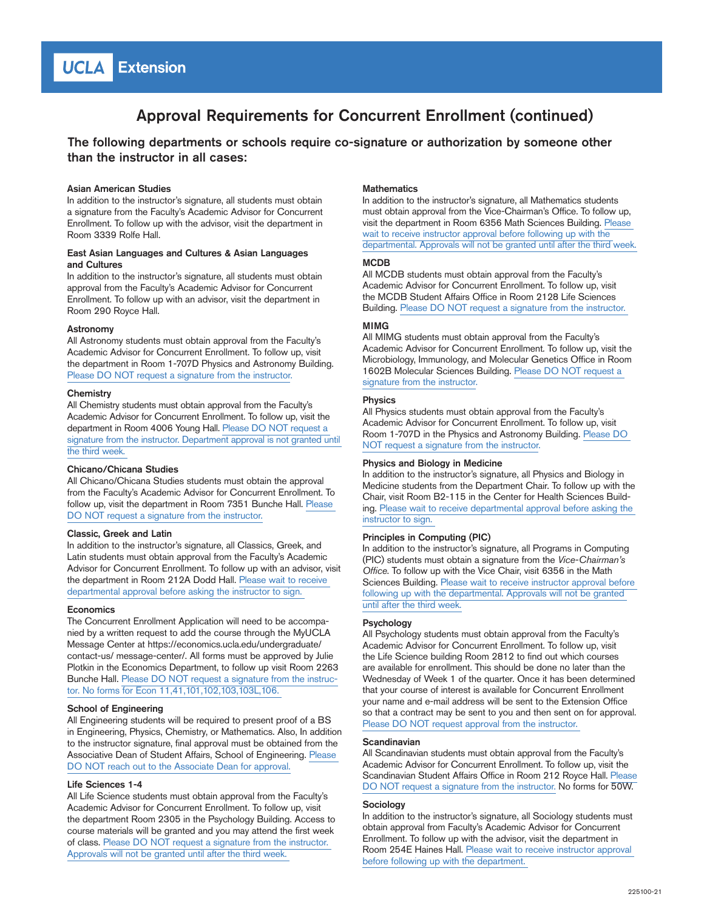# Approval Requirements for Concurrent Enrollment (continued)

## The following departments or schools require co-signature or authorization by someone other than the instructor in all cases:

**Asian American Studies**
In addition to the instructor's signature, all students must obtain a signature from the Faculty's Academic Advisor for Concurrent Enrollment. To follow up with the advisor, visit the department in Room 3339 Rolfe Hall.

**East Asian Languages and Cultures & Asian Languages and Cultures**
In addition to the instructor's signature, all students must obtain approval from the Faculty's Academic Advisor for Concurrent Enrollment. To follow up with an advisor, visit the department in Room 290 Royce Hall.

**Astronomy**
All Astronomy students must obtain approval from the Faculty's Academic Advisor for Concurrent Enrollment. To follow up, visit the department in Room 1-707D Physics and Astronomy Building. Please DO NOT request a signature from the instructor.

**Chemistry**
All Chemistry students must obtain approval from the Faculty's Academic Advisor for Concurrent Enrollment. To follow up, visit the department in Room 4006 Young Hall. Please DO NOT request a signature from the instructor. Department approval is not granted until the third week.

**Chicano/Chicana Studies**
All Chicano/Chicana Studies students must obtain the approval from the Faculty's Academic Advisor for Concurrent Enrollment. To follow up, visit the department in Room 7351 Bunche Hall. Please DO NOT request a signature from the instructor.

**Classic, Greek and Latin**
In addition to the instructor's signature, all Classics, Greek, and Latin students must obtain approval from the Faculty's Academic Advisor for Concurrent Enrollment. To follow up with an advisor, visit the department in Room 212A Dodd Hall. Please wait to receive departmental approval before asking the instructor to sign.

**Economics**
The Concurrent Enrollment Application will need to be accompanied by a written request to add the course through the MyUCLA Message Center at https://economics.ucla.edu/undergraduate/contact-us/ message-center/. All forms must be approved by Julie Plotkin in the Economics Department, to follow up visit Room 2263 Bunche Hall. Please DO NOT request a signature from the instructor. No forms for Econ 11,41,101,102,103,103L,106.

**School of Engineering**
All Engineering students will be required to present proof of a BS in Engineering, Physics, Chemistry, or Mathematics. Also, In addition to the instructor signature, final approval must be obtained from the Associative Dean of Student Affairs, School of Engineering. Please DO NOT reach out to the Associate Dean for approval.

**Life Sciences 1-4**
All Life Science students must obtain approval from the Faculty's Academic Advisor for Concurrent Enrollment. To follow up, visit the department Room 2305 in the Psychology Building. Access to course materials will be granted and you may attend the first week of class. Please DO NOT request a signature from the instructor. Approvals will not be granted until after the third week.

**Mathematics**
In addition to the instructor's signature, all Mathematics students must obtain approval from the Vice-Chairman's Office. To follow up, visit the department in Room 6356 Math Sciences Building. Please wait to receive instructor approval before following up with the departmental. Approvals will not be granted until after the third week.

**MCDB**
All MCDB students must obtain approval from the Faculty's Academic Advisor for Concurrent Enrollment. To follow up, visit the MCDB Student Affairs Office in Room 2128 Life Sciences Building. Please DO NOT request a signature from the instructor.

**MIMG**
All MIMG students must obtain approval from the Faculty's Academic Advisor for Concurrent Enrollment. To follow up, visit the Microbiology, Immunology, and Molecular Genetics Office in Room 1602B Molecular Sciences Building. Please DO NOT request a signature from the instructor.

**Physics**
All Physics students must obtain approval from the Faculty's Academic Advisor for Concurrent Enrollment. To follow up, visit Room 1-707D in the Physics and Astronomy Building. Please DO NOT request a signature from the instructor.

**Physics and Biology in Medicine**
In addition to the instructor's signature, all Physics and Biology in Medicine students from the Department Chair. To follow up with the Chair, visit Room B2-115 in the Center for Health Sciences Building. Please wait to receive departmental approval before asking the instructor to sign.

**Principles in Computing (PIC)**
In addition to the instructor's signature, all Programs in Computing (PIC) students must obtain a signature from the *Vice-Chairman's Office*. To follow up with the Vice Chair, visit 6356 in the Math Sciences Building. Please wait to receive instructor approval before following up with the departmental. Approvals will not be granted until after the third week.

**Psychology**
All Psychology students must obtain approval from the Faculty's Academic Advisor for Concurrent Enrollment. To follow up, visit the Life Science building Room 2812 to find out which courses are available for enrollment. This should be done no later than the Wednesday of Week 1 of the quarter. Once it has been determined that your course of interest is available for Concurrent Enrollment your name and e-mail address will be sent to the Extension Office so that a contract may be sent to you and then sent on for approval. Please DO NOT request approval from the instructor.

**Scandinavian**
All Scandinavian students must obtain approval from the Faculty's Academic Advisor for Concurrent Enrollment. To follow up, visit the Scandinavian Student Affairs Office in Room 212 Royce Hall. Please DO NOT request a signature from the instructor. No forms for 50W.

**Sociology**
In addition to the instructor's signature, all Sociology students must obtain approval from Faculty's Academic Advisor for Concurrent Enrollment. To follow up with the advisor, visit the department in Room 254E Haines Hall. Please wait to receive instructor approval before following up with the department.

225100-21